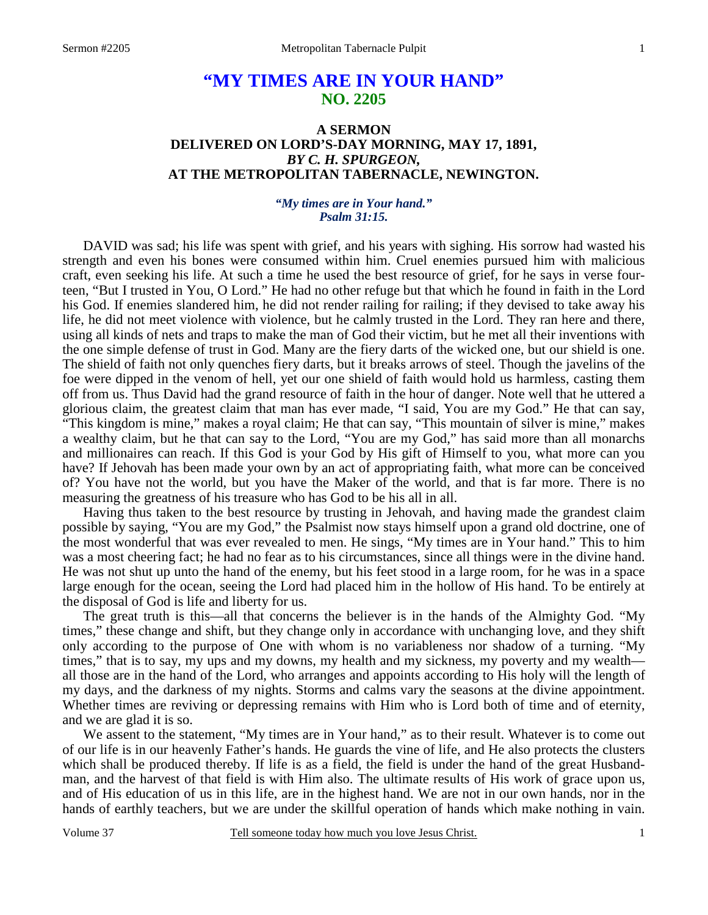# "MY TIMES ARE IN YOUR HAND"
## NO. 2205

### A SERMON
### DELIVERED ON LORD'S-DAY MORNING, MAY 17, 1891,
### *BY C. H. SPURGEON,*
### AT THE METROPOLITAN TABERNACLE, NEWINGTON.

***"My times are in Your hand." Psalm 31:15.***

DAVID was sad; his life was spent with grief, and his years with sighing. His sorrow had wasted his strength and even his bones were consumed within him. Cruel enemies pursued him with malicious craft, even seeking his life. At such a time he used the best resource of grief, for he says in verse fourteen, "But I trusted in You, O Lord." He had no other refuge but that which he found in faith in the Lord his God. If enemies slandered him, he did not render railing for railing; if they devised to take away his life, he did not meet violence with violence, but he calmly trusted in the Lord. They ran here and there, using all kinds of nets and traps to make the man of God their victim, but he met all their inventions with the one simple defense of trust in God. Many are the fiery darts of the wicked one, but our shield is one. The shield of faith not only quenches fiery darts, but it breaks arrows of steel. Though the javelins of the foe were dipped in the venom of hell, yet our one shield of faith would hold us harmless, casting them off from us. Thus David had the grand resource of faith in the hour of danger. Note well that he uttered a glorious claim, the greatest claim that man has ever made, "I said, You are my God." He that can say, "This kingdom is mine," makes a royal claim; He that can say, "This mountain of silver is mine," makes a wealthy claim, but he that can say to the Lord, "You are my God," has said more than all monarchs and millionaires can reach. If this God is your God by His gift of Himself to you, what more can you have? If Jehovah has been made your own by an act of appropriating faith, what more can be conceived of? You have not the world, but you have the Maker of the world, and that is far more. There is no measuring the greatness of his treasure who has God to be his all in all.

Having thus taken to the best resource by trusting in Jehovah, and having made the grandest claim possible by saying, "You are my God," the Psalmist now stays himself upon a grand old doctrine, one of the most wonderful that was ever revealed to men. He sings, "My times are in Your hand." This to him was a most cheering fact; he had no fear as to his circumstances, since all things were in the divine hand. He was not shut up unto the hand of the enemy, but his feet stood in a large room, for he was in a space large enough for the ocean, seeing the Lord had placed him in the hollow of His hand. To be entirely at the disposal of God is life and liberty for us.

The great truth is this—all that concerns the believer is in the hands of the Almighty God. "My times," these change and shift, but they change only in accordance with unchanging love, and they shift only according to the purpose of One with whom is no variableness nor shadow of a turning. "My times," that is to say, my ups and my downs, my health and my sickness, my poverty and my wealth—all those are in the hand of the Lord, who arranges and appoints according to His holy will the length of my days, and the darkness of my nights. Storms and calms vary the seasons at the divine appointment. Whether times are reviving or depressing remains with Him who is Lord both of time and of eternity, and we are glad it is so.

We assent to the statement, "My times are in Your hand," as to their result. Whatever is to come out of our life is in our heavenly Father's hands. He guards the vine of life, and He also protects the clusters which shall be produced thereby. If life is as a field, the field is under the hand of the great Husbandman, and the harvest of that field is with Him also. The ultimate results of His work of grace upon us, and of His education of us in this life, are in the highest hand. We are not in our own hands, nor in the hands of earthly teachers, but we are under the skillful operation of hands which make nothing in vain.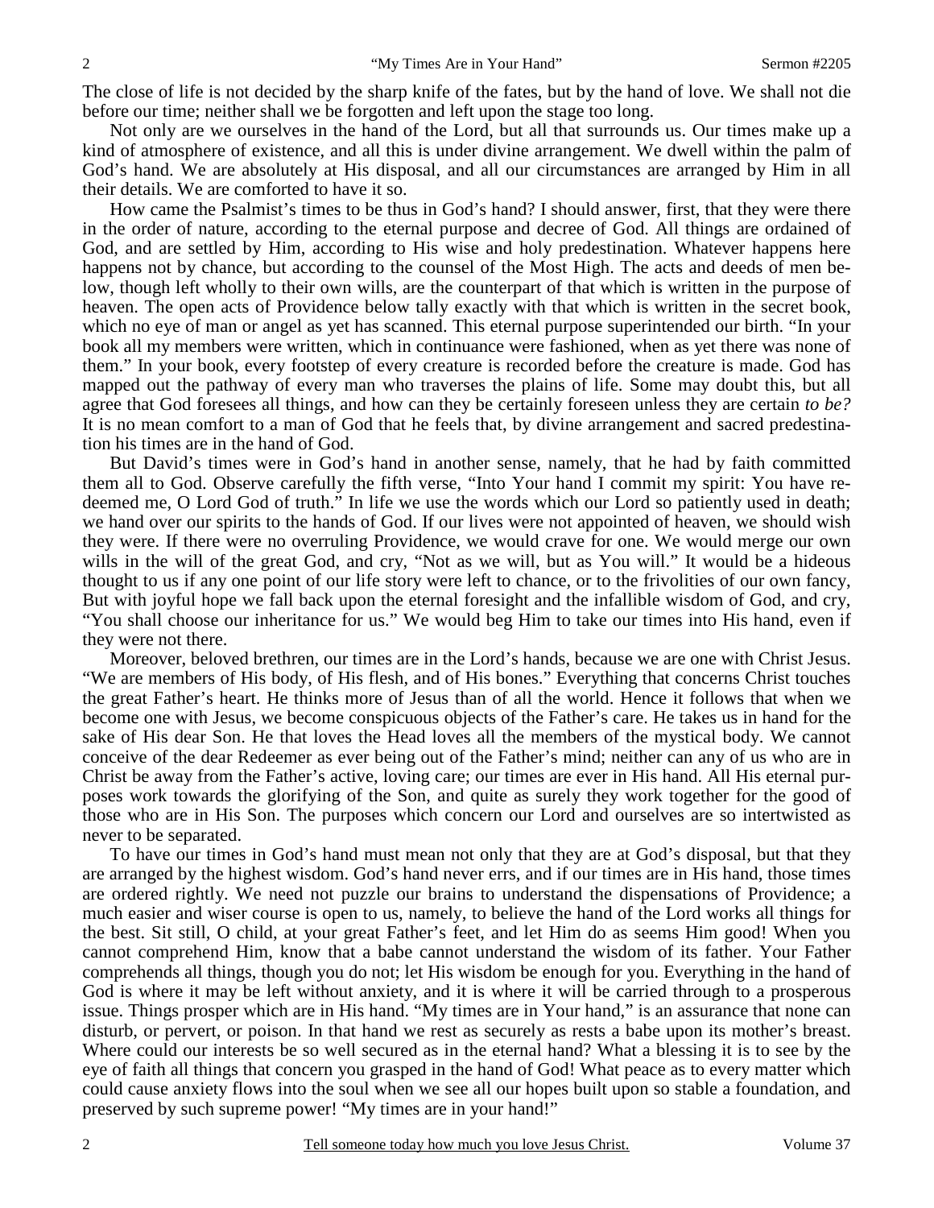The close of life is not decided by the sharp knife of the fates, but by the hand of love. We shall not die before our time; neither shall we be forgotten and left upon the stage too long.

Not only are we ourselves in the hand of the Lord, but all that surrounds us. Our times make up a kind of atmosphere of existence, and all this is under divine arrangement. We dwell within the palm of God's hand. We are absolutely at His disposal, and all our circumstances are arranged by Him in all their details. We are comforted to have it so.

How came the Psalmist's times to be thus in God's hand? I should answer, first, that they were there in the order of nature, according to the eternal purpose and decree of God. All things are ordained of God, and are settled by Him, according to His wise and holy predestination. Whatever happens here happens not by chance, but according to the counsel of the Most High. The acts and deeds of men below, though left wholly to their own wills, are the counterpart of that which is written in the purpose of heaven. The open acts of Providence below tally exactly with that which is written in the secret book, which no eye of man or angel as yet has scanned. This eternal purpose superintended our birth. "In your book all my members were written, which in continuance were fashioned, when as yet there was none of them." In your book, every footstep of every creature is recorded before the creature is made. God has mapped out the pathway of every man who traverses the plains of life. Some may doubt this, but all agree that God foresees all things, and how can they be certainly foreseen unless they are certain *to be?* It is no mean comfort to a man of God that he feels that, by divine arrangement and sacred predestination his times are in the hand of God.

But David's times were in God's hand in another sense, namely, that he had by faith committed them all to God. Observe carefully the fifth verse, "Into Your hand I commit my spirit: You have redeemed me, O Lord God of truth." In life we use the words which our Lord so patiently used in death; we hand over our spirits to the hands of God. If our lives were not appointed of heaven, we should wish they were. If there were no overruling Providence, we would crave for one. We would merge our own wills in the will of the great God, and cry, "Not as we will, but as You will." It would be a hideous thought to us if any one point of our life story were left to chance, or to the frivolities of our own fancy, But with joyful hope we fall back upon the eternal foresight and the infallible wisdom of God, and cry, "You shall choose our inheritance for us." We would beg Him to take our times into His hand, even if they were not there.

Moreover, beloved brethren, our times are in the Lord's hands, because we are one with Christ Jesus. "We are members of His body, of His flesh, and of His bones." Everything that concerns Christ touches the great Father's heart. He thinks more of Jesus than of all the world. Hence it follows that when we become one with Jesus, we become conspicuous objects of the Father's care. He takes us in hand for the sake of His dear Son. He that loves the Head loves all the members of the mystical body. We cannot conceive of the dear Redeemer as ever being out of the Father's mind; neither can any of us who are in Christ be away from the Father's active, loving care; our times are ever in His hand. All His eternal purposes work towards the glorifying of the Son, and quite as surely they work together for the good of those who are in His Son. The purposes which concern our Lord and ourselves are so intertwisted as never to be separated.

To have our times in God's hand must mean not only that they are at God's disposal, but that they are arranged by the highest wisdom. God's hand never errs, and if our times are in His hand, those times are ordered rightly. We need not puzzle our brains to understand the dispensations of Providence; a much easier and wiser course is open to us, namely, to believe the hand of the Lord works all things for the best. Sit still, O child, at your great Father's feet, and let Him do as seems Him good! When you cannot comprehend Him, know that a babe cannot understand the wisdom of its father. Your Father comprehends all things, though you do not; let His wisdom be enough for you. Everything in the hand of God is where it may be left without anxiety, and it is where it will be carried through to a prosperous issue. Things prosper which are in His hand. "My times are in Your hand," is an assurance that none can disturb, or pervert, or poison. In that hand we rest as securely as rests a babe upon its mother's breast. Where could our interests be so well secured as in the eternal hand? What a blessing it is to see by the eye of faith all things that concern you grasped in the hand of God! What peace as to every matter which could cause anxiety flows into the soul when we see all our hopes built upon so stable a foundation, and preserved by such supreme power! "My times are in your hand!"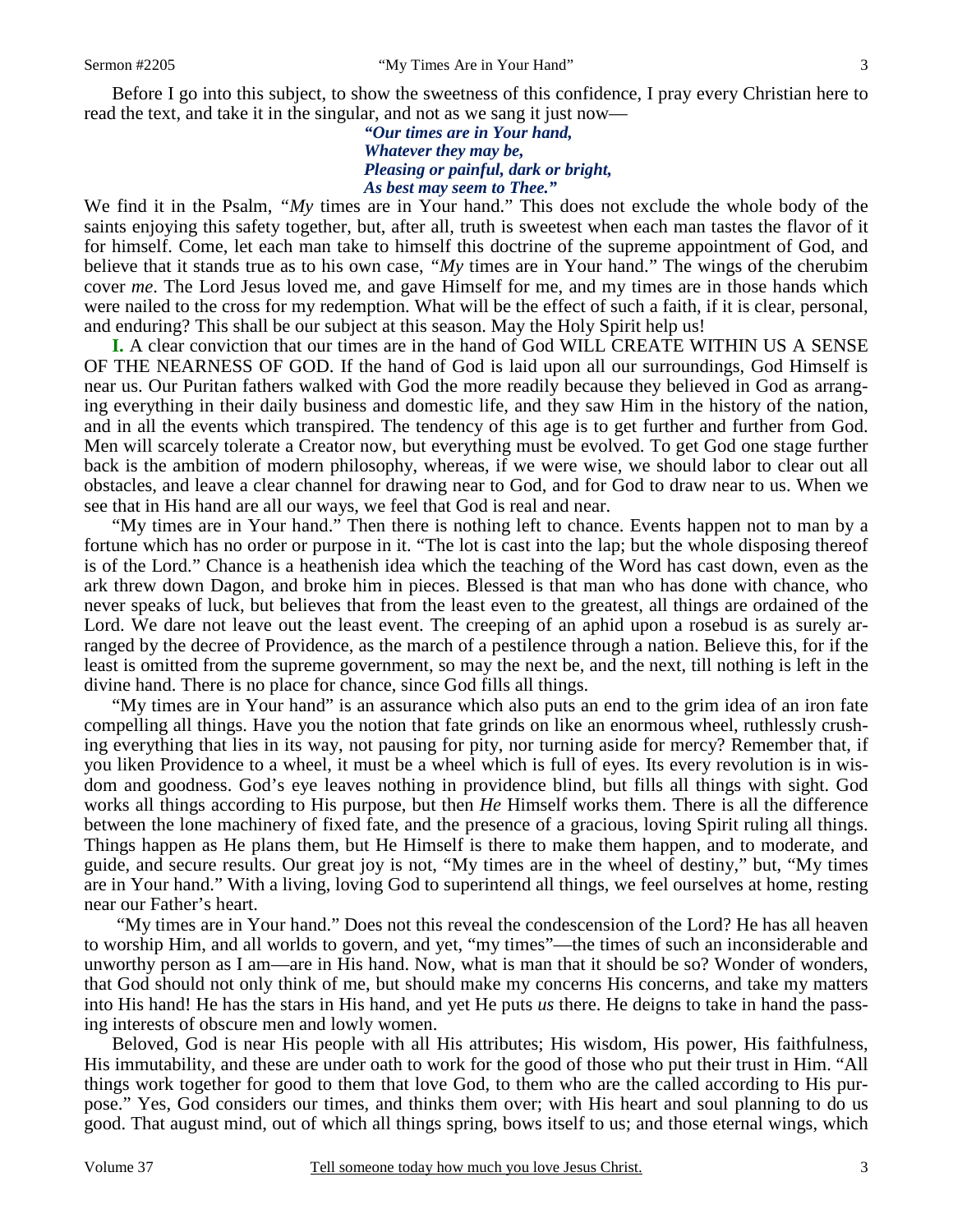Before I go into this subject, to show the sweetness of this confidence, I pray every Christian here to read the text, and take it in the singular, and not as we sang it just now—

> ***"Our times are in Your hand,***
> ***Whatever they may be,***
> ***Pleasing or painful, dark or bright,***
> ***As best may seem to Thee."***

We find it in the Psalm, *"My* times are in Your hand." This does not exclude the whole body of the saints enjoying this safety together, but, after all, truth is sweetest when each man tastes the flavor of it for himself. Come, let each man take to himself this doctrine of the supreme appointment of God, and believe that it stands true as to his own case, *"My* times are in Your hand." The wings of the cherubim cover *me*. The Lord Jesus loved me, and gave Himself for me, and my times are in those hands which were nailed to the cross for my redemption. What will be the effect of such a faith, if it is clear, personal, and enduring? This shall be our subject at this season. May the Holy Spirit help us!

**I.** A clear conviction that our times are in the hand of God WILL CREATE WITHIN US A SENSE OF THE NEARNESS OF GOD. If the hand of God is laid upon all our surroundings, God Himself is near us. Our Puritan fathers walked with God the more readily because they believed in God as arranging everything in their daily business and domestic life, and they saw Him in the history of the nation, and in all the events which transpired. The tendency of this age is to get further and further from God. Men will scarcely tolerate a Creator now, but everything must be evolved. To get God one stage further back is the ambition of modern philosophy, whereas, if we were wise, we should labor to clear out all obstacles, and leave a clear channel for drawing near to God, and for God to draw near to us. When we see that in His hand are all our ways, we feel that God is real and near.

"My times are in Your hand." Then there is nothing left to chance. Events happen not to man by a fortune which has no order or purpose in it. "The lot is cast into the lap; but the whole disposing thereof is of the Lord." Chance is a heathenish idea which the teaching of the Word has cast down, even as the ark threw down Dagon, and broke him in pieces. Blessed is that man who has done with chance, who never speaks of luck, but believes that from the least even to the greatest, all things are ordained of the Lord. We dare not leave out the least event. The creeping of an aphid upon a rosebud is as surely arranged by the decree of Providence, as the march of a pestilence through a nation. Believe this, for if the least is omitted from the supreme government, so may the next be, and the next, till nothing is left in the divine hand. There is no place for chance, since God fills all things.

"My times are in Your hand" is an assurance which also puts an end to the grim idea of an iron fate compelling all things. Have you the notion that fate grinds on like an enormous wheel, ruthlessly crushing everything that lies in its way, not pausing for pity, nor turning aside for mercy? Remember that, if you liken Providence to a wheel, it must be a wheel which is full of eyes. Its every revolution is in wisdom and goodness. God's eye leaves nothing in providence blind, but fills all things with sight. God works all things according to His purpose, but then *He* Himself works them. There is all the difference between the lone machinery of fixed fate, and the presence of a gracious, loving Spirit ruling all things. Things happen as He plans them, but He Himself is there to make them happen, and to moderate, and guide, and secure results. Our great joy is not, "My times are in the wheel of destiny," but, "My times are in Your hand." With a living, loving God to superintend all things, we feel ourselves at home, resting near our Father's heart.

"My times are in Your hand." Does not this reveal the condescension of the Lord? He has all heaven to worship Him, and all worlds to govern, and yet, "my times"—the times of such an inconsiderable and unworthy person as I am—are in His hand. Now, what is man that it should be so? Wonder of wonders, that God should not only think of me, but should make my concerns His concerns, and take my matters into His hand! He has the stars in His hand, and yet He puts *us* there. He deigns to take in hand the passing interests of obscure men and lowly women.

Beloved, God is near His people with all His attributes; His wisdom, His power, His faithfulness, His immutability, and these are under oath to work for the good of those who put their trust in Him. "All things work together for good to them that love God, to them who are the called according to His purpose." Yes, God considers our times, and thinks them over; with His heart and soul planning to do us good. That august mind, out of which all things spring, bows itself to us; and those eternal wings, which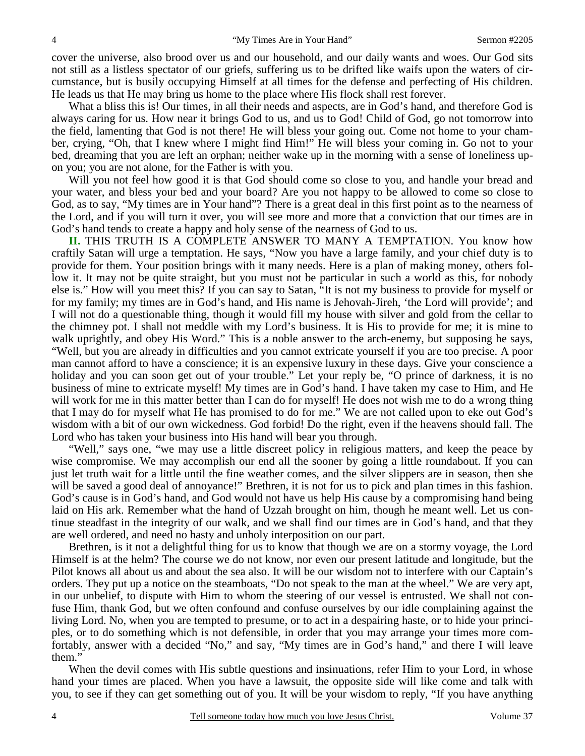cover the universe, also brood over us and our household, and our daily wants and woes. Our God sits not still as a listless spectator of our griefs, suffering us to be drifted like waifs upon the waters of circumstance, but is busily occupying Himself at all times for the defense and perfecting of His children. He leads us that He may bring us home to the place where His flock shall rest forever.

What a bliss this is! Our times, in all their needs and aspects, are in God's hand, and therefore God is always caring for us. How near it brings God to us, and us to God! Child of God, go not tomorrow into the field, lamenting that God is not there! He will bless your going out. Come not home to your chamber, crying, "Oh, that I knew where I might find Him!" He will bless your coming in. Go not to your bed, dreaming that you are left an orphan; neither wake up in the morning with a sense of loneliness upon you; you are not alone, for the Father is with you.

Will you not feel how good it is that God should come so close to you, and handle your bread and your water, and bless your bed and your board? Are you not happy to be allowed to come so close to God, as to say, "My times are in Your hand"? There is a great deal in this first point as to the nearness of the Lord, and if you will turn it over, you will see more and more that a conviction that our times are in God's hand tends to create a happy and holy sense of the nearness of God to us.

**II.** THIS TRUTH IS A COMPLETE ANSWER TO MANY A TEMPTATION. You know how craftily Satan will urge a temptation. He says, "Now you have a large family, and your chief duty is to provide for them. Your position brings with it many needs. Here is a plan of making money, others follow it. It may not be quite straight, but you must not be particular in such a world as this, for nobody else is." How will you meet this? If you can say to Satan, "It is not my business to provide for myself or for my family; my times are in God's hand, and His name is Jehovah-Jireh, 'the Lord will provide'; and I will not do a questionable thing, though it would fill my house with silver and gold from the cellar to the chimney pot. I shall not meddle with my Lord's business. It is His to provide for me; it is mine to walk uprightly, and obey His Word." This is a noble answer to the arch-enemy, but supposing he says, "Well, but you are already in difficulties and you cannot extricate yourself if you are too precise. A poor man cannot afford to have a conscience; it is an expensive luxury in these days. Give your conscience a holiday and you can soon get out of your trouble." Let your reply be, "O prince of darkness, it is no business of mine to extricate myself! My times are in God's hand. I have taken my case to Him, and He will work for me in this matter better than I can do for myself! He does not wish me to do a wrong thing that I may do for myself what He has promised to do for me." We are not called upon to eke out God's wisdom with a bit of our own wickedness. God forbid! Do the right, even if the heavens should fall. The Lord who has taken your business into His hand will bear you through.

"Well," says one, "we may use a little discreet policy in religious matters, and keep the peace by wise compromise. We may accomplish our end all the sooner by going a little roundabout. If you can just let truth wait for a little until the fine weather comes, and the silver slippers are in season, then she will be saved a good deal of annoyance!" Brethren, it is not for us to pick and plan times in this fashion. God's cause is in God's hand, and God would not have us help His cause by a compromising hand being laid on His ark. Remember what the hand of Uzzah brought on him, though he meant well. Let us continue steadfast in the integrity of our walk, and we shall find our times are in God's hand, and that they are well ordered, and need no hasty and unholy interposition on our part.

Brethren, is it not a delightful thing for us to know that though we are on a stormy voyage, the Lord Himself is at the helm? The course we do not know, nor even our present latitude and longitude, but the Pilot knows all about us and about the sea also. It will be our wisdom not to interfere with our Captain's orders. They put up a notice on the steamboats, "Do not speak to the man at the wheel." We are very apt, in our unbelief, to dispute with Him to whom the steering of our vessel is entrusted. We shall not confuse Him, thank God, but we often confound and confuse ourselves by our idle complaining against the living Lord. No, when you are tempted to presume, or to act in a despairing haste, or to hide your principles, or to do something which is not defensible, in order that you may arrange your times more comfortably, answer with a decided "No," and say, "My times are in God's hand," and there I will leave them."

When the devil comes with His subtle questions and insinuations, refer Him to your Lord, in whose hand your times are placed. When you have a lawsuit, the opposite side will like come and talk with you, to see if they can get something out of you. It will be your wisdom to reply, "If you have anything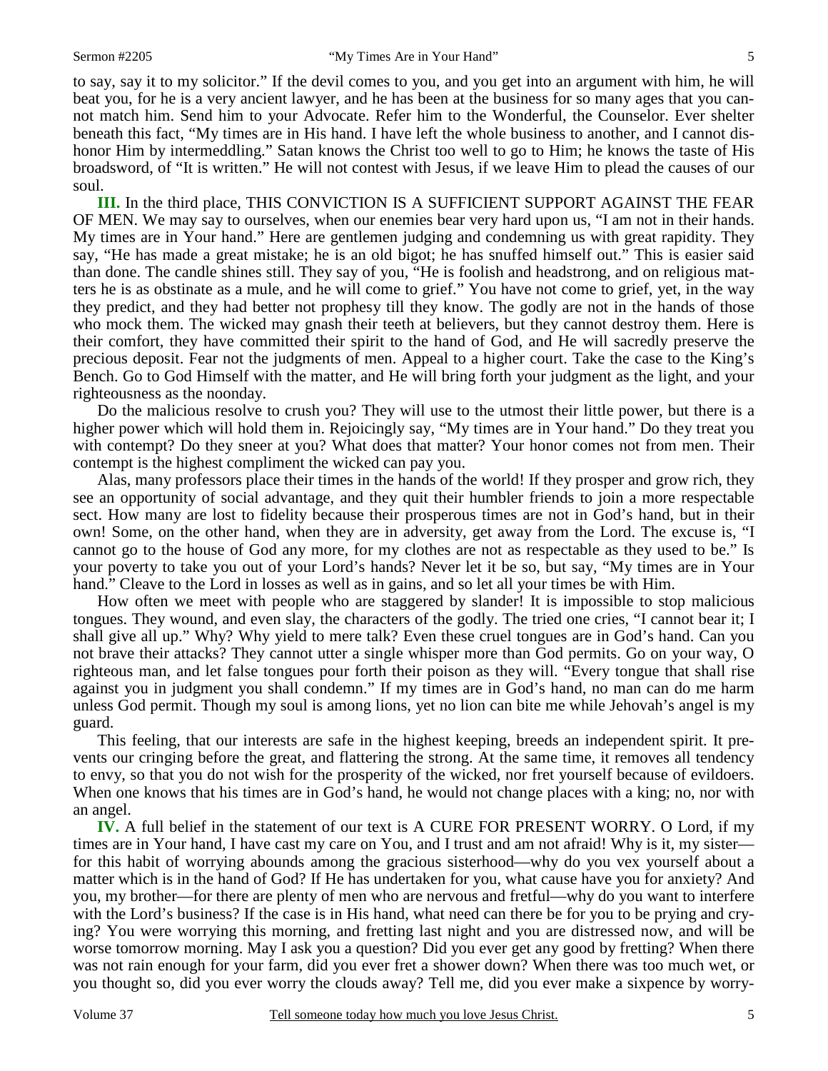to say, say it to my solicitor." If the devil comes to you, and you get into an argument with him, he will beat you, for he is a very ancient lawyer, and he has been at the business for so many ages that you cannot match him. Send him to your Advocate. Refer him to the Wonderful, the Counselor. Ever shelter beneath this fact, "My times are in His hand. I have left the whole business to another, and I cannot dishonor Him by intermeddling." Satan knows the Christ too well to go to Him; he knows the taste of His broadsword, of "It is written." He will not contest with Jesus, if we leave Him to plead the causes of our soul.

**III.** In the third place, THIS CONVICTION IS A SUFFICIENT SUPPORT AGAINST THE FEAR OF MEN. We may say to ourselves, when our enemies bear very hard upon us, "I am not in their hands. My times are in Your hand." Here are gentlemen judging and condemning us with great rapidity. They say, "He has made a great mistake; he is an old bigot; he has snuffed himself out." This is easier said than done. The candle shines still. They say of you, "He is foolish and headstrong, and on religious matters he is as obstinate as a mule, and he will come to grief." You have not come to grief, yet, in the way they predict, and they had better not prophesy till they know. The godly are not in the hands of those who mock them. The wicked may gnash their teeth at believers, but they cannot destroy them. Here is their comfort, they have committed their spirit to the hand of God, and He will sacredly preserve the precious deposit. Fear not the judgments of men. Appeal to a higher court. Take the case to the King's Bench. Go to God Himself with the matter, and He will bring forth your judgment as the light, and your righteousness as the noonday.

Do the malicious resolve to crush you? They will use to the utmost their little power, but there is a higher power which will hold them in. Rejoicingly say, "My times are in Your hand." Do they treat you with contempt? Do they sneer at you? What does that matter? Your honor comes not from men. Their contempt is the highest compliment the wicked can pay you.

Alas, many professors place their times in the hands of the world! If they prosper and grow rich, they see an opportunity of social advantage, and they quit their humbler friends to join a more respectable sect. How many are lost to fidelity because their prosperous times are not in God's hand, but in their own! Some, on the other hand, when they are in adversity, get away from the Lord. The excuse is, "I cannot go to the house of God any more, for my clothes are not as respectable as they used to be." Is your poverty to take you out of your Lord's hands? Never let it be so, but say, "My times are in Your hand." Cleave to the Lord in losses as well as in gains, and so let all your times be with Him.

How often we meet with people who are staggered by slander! It is impossible to stop malicious tongues. They wound, and even slay, the characters of the godly. The tried one cries, "I cannot bear it; I shall give all up." Why? Why yield to mere talk? Even these cruel tongues are in God's hand. Can you not brave their attacks? They cannot utter a single whisper more than God permits. Go on your way, O righteous man, and let false tongues pour forth their poison as they will. "Every tongue that shall rise against you in judgment you shall condemn." If my times are in God's hand, no man can do me harm unless God permit. Though my soul is among lions, yet no lion can bite me while Jehovah's angel is my guard.

This feeling, that our interests are safe in the highest keeping, breeds an independent spirit. It prevents our cringing before the great, and flattering the strong. At the same time, it removes all tendency to envy, so that you do not wish for the prosperity of the wicked, nor fret yourself because of evildoers. When one knows that his times are in God's hand, he would not change places with a king; no, nor with an angel.

**IV.** A full belief in the statement of our text is A CURE FOR PRESENT WORRY. O Lord, if my times are in Your hand, I have cast my care on You, and I trust and am not afraid! Why is it, my sister—for this habit of worrying abounds among the gracious sisterhood—why do you vex yourself about a matter which is in the hand of God? If He has undertaken for you, what cause have you for anxiety? And you, my brother—for there are plenty of men who are nervous and fretful—why do you want to interfere with the Lord's business? If the case is in His hand, what need can there be for you to be prying and crying? You were worrying this morning, and fretting last night and you are distressed now, and will be worse tomorrow morning. May I ask you a question? Did you ever get any good by fretting? When there was not rain enough for your farm, did you ever fret a shower down? When there was too much wet, or you thought so, did you ever worry the clouds away? Tell me, did you ever make a sixpence by worry-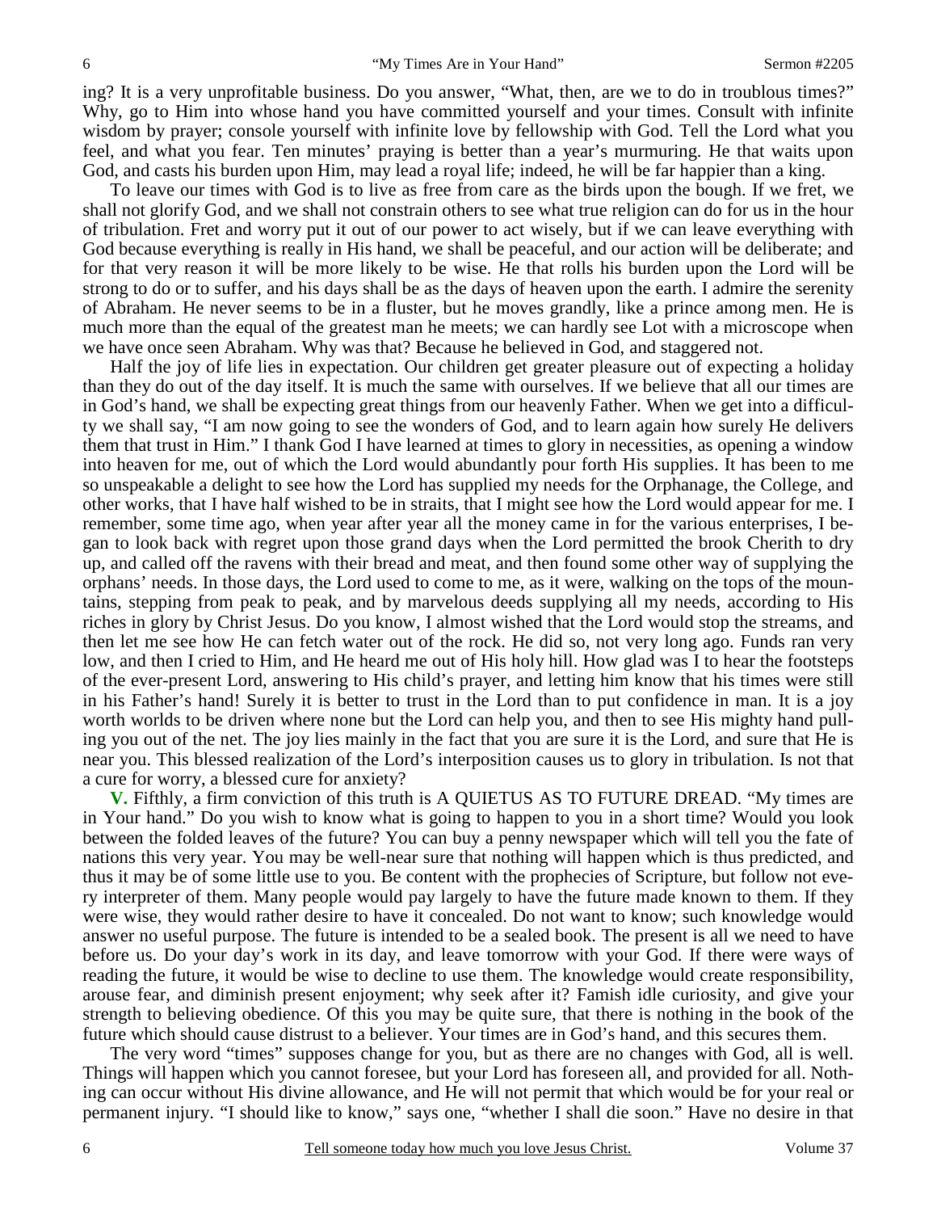ing? It is a very unprofitable business. Do you answer, "What, then, are we to do in troublous times?" Why, go to Him into whose hand you have committed yourself and your times. Consult with infinite wisdom by prayer; console yourself with infinite love by fellowship with God. Tell the Lord what you feel, and what you fear. Ten minutes' praying is better than a year's murmuring. He that waits upon God, and casts his burden upon Him, may lead a royal life; indeed, he will be far happier than a king.

To leave our times with God is to live as free from care as the birds upon the bough. If we fret, we shall not glorify God, and we shall not constrain others to see what true religion can do for us in the hour of tribulation. Fret and worry put it out of our power to act wisely, but if we can leave everything with God because everything is really in His hand, we shall be peaceful, and our action will be deliberate; and for that very reason it will be more likely to be wise. He that rolls his burden upon the Lord will be strong to do or to suffer, and his days shall be as the days of heaven upon the earth. I admire the serenity of Abraham. He never seems to be in a fluster, but he moves grandly, like a prince among men. He is much more than the equal of the greatest man he meets; we can hardly see Lot with a microscope when we have once seen Abraham. Why was that? Because he believed in God, and staggered not.

Half the joy of life lies in expectation. Our children get greater pleasure out of expecting a holiday than they do out of the day itself. It is much the same with ourselves. If we believe that all our times are in God's hand, we shall be expecting great things from our heavenly Father. When we get into a difficulty we shall say, "I am now going to see the wonders of God, and to learn again how surely He delivers them that trust in Him." I thank God I have learned at times to glory in necessities, as opening a window into heaven for me, out of which the Lord would abundantly pour forth His supplies. It has been to me so unspeakable a delight to see how the Lord has supplied my needs for the Orphanage, the College, and other works, that I have half wished to be in straits, that I might see how the Lord would appear for me. I remember, some time ago, when year after year all the money came in for the various enterprises, I began to look back with regret upon those grand days when the Lord permitted the brook Cherith to dry up, and called off the ravens with their bread and meat, and then found some other way of supplying the orphans' needs. In those days, the Lord used to come to me, as it were, walking on the tops of the mountains, stepping from peak to peak, and by marvelous deeds supplying all my needs, according to His riches in glory by Christ Jesus. Do you know, I almost wished that the Lord would stop the streams, and then let me see how He can fetch water out of the rock. He did so, not very long ago. Funds ran very low, and then I cried to Him, and He heard me out of His holy hill. How glad was I to hear the footsteps of the ever-present Lord, answering to His child's prayer, and letting him know that his times were still in his Father's hand! Surely it is better to trust in the Lord than to put confidence in man. It is a joy worth worlds to be driven where none but the Lord can help you, and then to see His mighty hand pulling you out of the net. The joy lies mainly in the fact that you are sure it is the Lord, and sure that He is near you. This blessed realization of the Lord's interposition causes us to glory in tribulation. Is not that a cure for worry, a blessed cure for anxiety?

**V.** Fifthly, a firm conviction of this truth is A QUIETUS AS TO FUTURE DREAD. "My times are in Your hand." Do you wish to know what is going to happen to you in a short time? Would you look between the folded leaves of the future? You can buy a penny newspaper which will tell you the fate of nations this very year. You may be well-near sure that nothing will happen which is thus predicted, and thus it may be of some little use to you. Be content with the prophecies of Scripture, but follow not every interpreter of them. Many people would pay largely to have the future made known to them. If they were wise, they would rather desire to have it concealed. Do not want to know; such knowledge would answer no useful purpose. The future is intended to be a sealed book. The present is all we need to have before us. Do your day's work in its day, and leave tomorrow with your God. If there were ways of reading the future, it would be wise to decline to use them. The knowledge would create responsibility, arouse fear, and diminish present enjoyment; why seek after it? Famish idle curiosity, and give your strength to believing obedience. Of this you may be quite sure, that there is nothing in the book of the future which should cause distrust to a believer. Your times are in God's hand, and this secures them.

The very word "times" supposes change for you, but as there are no changes with God, all is well. Things will happen which you cannot foresee, but your Lord has foreseen all, and provided for all. Nothing can occur without His divine allowance, and He will not permit that which would be for your real or permanent injury. "I should like to know," says one, "whether I shall die soon." Have no desire in that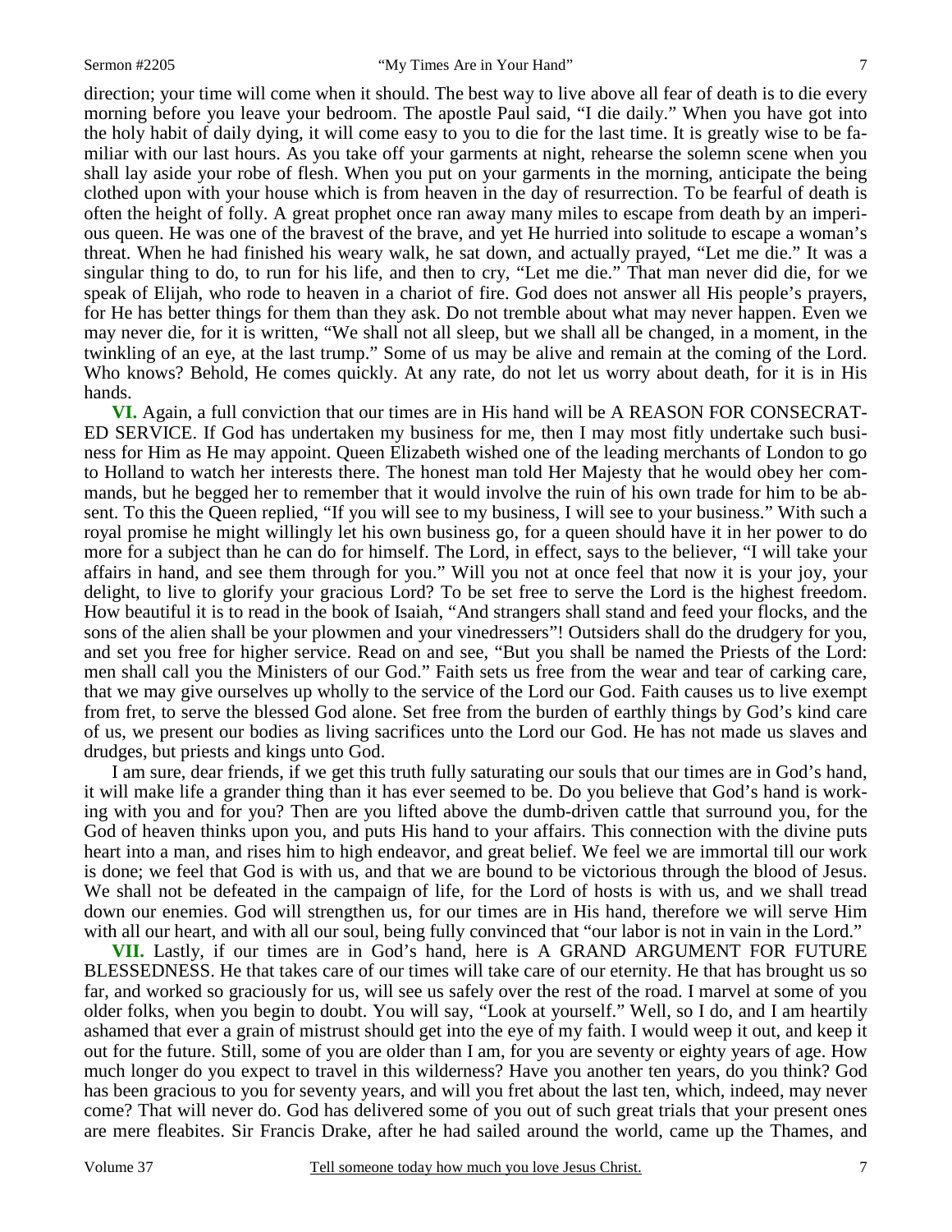direction; your time will come when it should. The best way to live above all fear of death is to die every morning before you leave your bedroom. The apostle Paul said, "I die daily." When you have got into the holy habit of daily dying, it will come easy to you to die for the last time. It is greatly wise to be familiar with our last hours. As you take off your garments at night, rehearse the solemn scene when you shall lay aside your robe of flesh. When you put on your garments in the morning, anticipate the being clothed upon with your house which is from heaven in the day of resurrection. To be fearful of death is often the height of folly. A great prophet once ran away many miles to escape from death by an imperious queen. He was one of the bravest of the brave, and yet He hurried into solitude to escape a woman's threat. When he had finished his weary walk, he sat down, and actually prayed, "Let me die." It was a singular thing to do, to run for his life, and then to cry, "Let me die." That man never did die, for we speak of Elijah, who rode to heaven in a chariot of fire. God does not answer all His people's prayers, for He has better things for them than they ask. Do not tremble about what may never happen. Even we may never die, for it is written, "We shall not all sleep, but we shall all be changed, in a moment, in the twinkling of an eye, at the last trump." Some of us may be alive and remain at the coming of the Lord. Who knows? Behold, He comes quickly. At any rate, do not let us worry about death, for it is in His hands.

**VI.** Again, a full conviction that our times are in His hand will be A REASON FOR CONSECRATED SERVICE. If God has undertaken my business for me, then I may most fitly undertake such business for Him as He may appoint. Queen Elizabeth wished one of the leading merchants of London to go to Holland to watch her interests there. The honest man told Her Majesty that he would obey her commands, but he begged her to remember that it would involve the ruin of his own trade for him to be absent. To this the Queen replied, "If you will see to my business, I will see to your business." With such a royal promise he might willingly let his own business go, for a queen should have it in her power to do more for a subject than he can do for himself. The Lord, in effect, says to the believer, "I will take your affairs in hand, and see them through for you." Will you not at once feel that now it is your joy, your delight, to live to glorify your gracious Lord? To be set free to serve the Lord is the highest freedom. How beautiful it is to read in the book of Isaiah, "And strangers shall stand and feed your flocks, and the sons of the alien shall be your plowmen and your vinedressers"! Outsiders shall do the drudgery for you, and set you free for higher service. Read on and see, "But you shall be named the Priests of the Lord: men shall call you the Ministers of our God." Faith sets us free from the wear and tear of carking care, that we may give ourselves up wholly to the service of the Lord our God. Faith causes us to live exempt from fret, to serve the blessed God alone. Set free from the burden of earthly things by God's kind care of us, we present our bodies as living sacrifices unto the Lord our God. He has not made us slaves and drudges, but priests and kings unto God.

I am sure, dear friends, if we get this truth fully saturating our souls that our times are in God's hand, it will make life a grander thing than it has ever seemed to be. Do you believe that God's hand is working with you and for you? Then are you lifted above the dumb-driven cattle that surround you, for the God of heaven thinks upon you, and puts His hand to your affairs. This connection with the divine puts heart into a man, and rises him to high endeavor, and great belief. We feel we are immortal till our work is done; we feel that God is with us, and that we are bound to be victorious through the blood of Jesus. We shall not be defeated in the campaign of life, for the Lord of hosts is with us, and we shall tread down our enemies. God will strengthen us, for our times are in His hand, therefore we will serve Him with all our heart, and with all our soul, being fully convinced that "our labor is not in vain in the Lord."

**VII.** Lastly, if our times are in God's hand, here is A GRAND ARGUMENT FOR FUTURE BLESSEDNESS. He that takes care of our times will take care of our eternity. He that has brought us so far, and worked so graciously for us, will see us safely over the rest of the road. I marvel at some of you older folks, when you begin to doubt. You will say, "Look at yourself." Well, so I do, and I am heartily ashamed that ever a grain of mistrust should get into the eye of my faith. I would weep it out, and keep it out for the future. Still, some of you are older than I am, for you are seventy or eighty years of age. How much longer do you expect to travel in this wilderness? Have you another ten years, do you think? God has been gracious to you for seventy years, and will you fret about the last ten, which, indeed, may never come? That will never do. God has delivered some of you out of such great trials that your present ones are mere fleabites. Sir Francis Drake, after he had sailed around the world, came up the Thames, and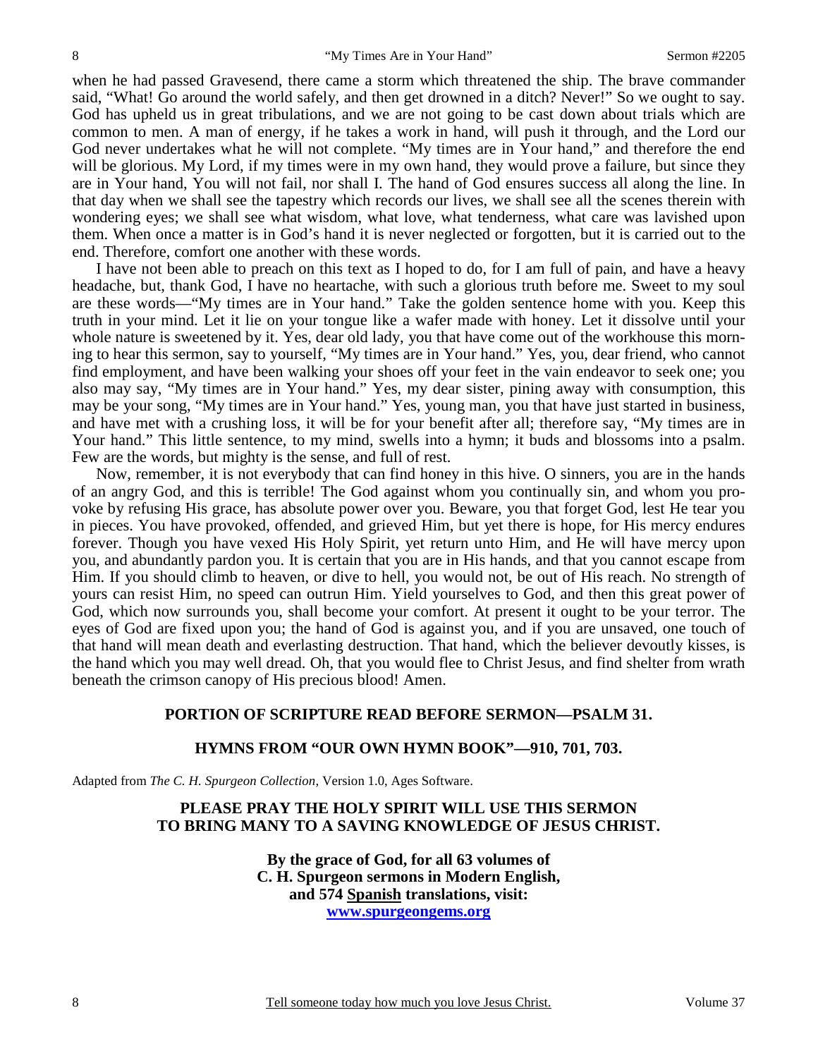when he had passed Gravesend, there came a storm which threatened the ship. The brave commander said, "What! Go around the world safely, and then get drowned in a ditch? Never!" So we ought to say. God has upheld us in great tribulations, and we are not going to be cast down about trials which are common to men. A man of energy, if he takes a work in hand, will push it through, and the Lord our God never undertakes what he will not complete. "My times are in Your hand," and therefore the end will be glorious. My Lord, if my times were in my own hand, they would prove a failure, but since they are in Your hand, You will not fail, nor shall I. The hand of God ensures success all along the line. In that day when we shall see the tapestry which records our lives, we shall see all the scenes therein with wondering eyes; we shall see what wisdom, what love, what tenderness, what care was lavished upon them. When once a matter is in God's hand it is never neglected or forgotten, but it is carried out to the end. Therefore, comfort one another with these words.

I have not been able to preach on this text as I hoped to do, for I am full of pain, and have a heavy headache, but, thank God, I have no heartache, with such a glorious truth before me. Sweet to my soul are these words—"My times are in Your hand." Take the golden sentence home with you. Keep this truth in your mind. Let it lie on your tongue like a wafer made with honey. Let it dissolve until your whole nature is sweetened by it. Yes, dear old lady, you that have come out of the workhouse this morning to hear this sermon, say to yourself, "My times are in Your hand." Yes, you, dear friend, who cannot find employment, and have been walking your shoes off your feet in the vain endeavor to seek one; you also may say, "My times are in Your hand." Yes, my dear sister, pining away with consumption, this may be your song, "My times are in Your hand." Yes, young man, you that have just started in business, and have met with a crushing loss, it will be for your benefit after all; therefore say, "My times are in Your hand." This little sentence, to my mind, swells into a hymn; it buds and blossoms into a psalm. Few are the words, but mighty is the sense, and full of rest.

Now, remember, it is not everybody that can find honey in this hive. O sinners, you are in the hands of an angry God, and this is terrible! The God against whom you continually sin, and whom you provoke by refusing His grace, has absolute power over you. Beware, you that forget God, lest He tear you in pieces. You have provoked, offended, and grieved Him, but yet there is hope, for His mercy endures forever. Though you have vexed His Holy Spirit, yet return unto Him, and He will have mercy upon you, and abundantly pardon you. It is certain that you are in His hands, and that you cannot escape from Him. If you should climb to heaven, or dive to hell, you would not, be out of His reach. No strength of yours can resist Him, no speed can outrun Him. Yield yourselves to God, and then this great power of God, which now surrounds you, shall become your comfort. At present it ought to be your terror. The eyes of God are fixed upon you; the hand of God is against you, and if you are unsaved, one touch of that hand will mean death and everlasting destruction. That hand, which the believer devoutly kisses, is the hand which you may well dread. Oh, that you would flee to Christ Jesus, and find shelter from wrath beneath the crimson canopy of His precious blood! Amen.

**PORTION OF SCRIPTURE READ BEFORE SERMON—PSALM 31.**

**HYMNS FROM "OUR OWN HYMN BOOK"—910, 701, 703.**

Adapted from *The C. H. Spurgeon Collection*, Version 1.0, Ages Software.

**PLEASE PRAY THE HOLY SPIRIT WILL USE THIS SERMON TO BRING MANY TO A SAVING KNOWLEDGE OF JESUS CHRIST.**

**By the grace of God, for all 63 volumes of C. H. Spurgeon sermons in Modern English, and 574 Spanish translations, visit: www.spurgeongems.org**